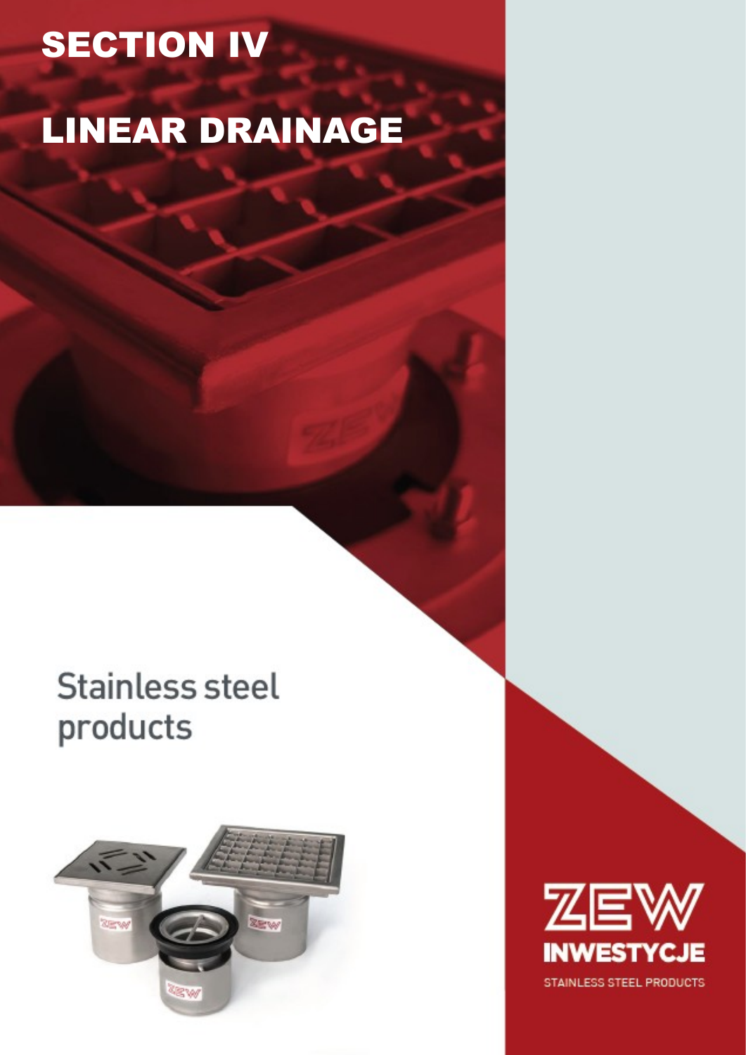# SECTION IV

# LINEAR DRAINAGE

## Stainless steel products

ZEW INWESTYCJE

STAINLESS STEEL PRODUCTS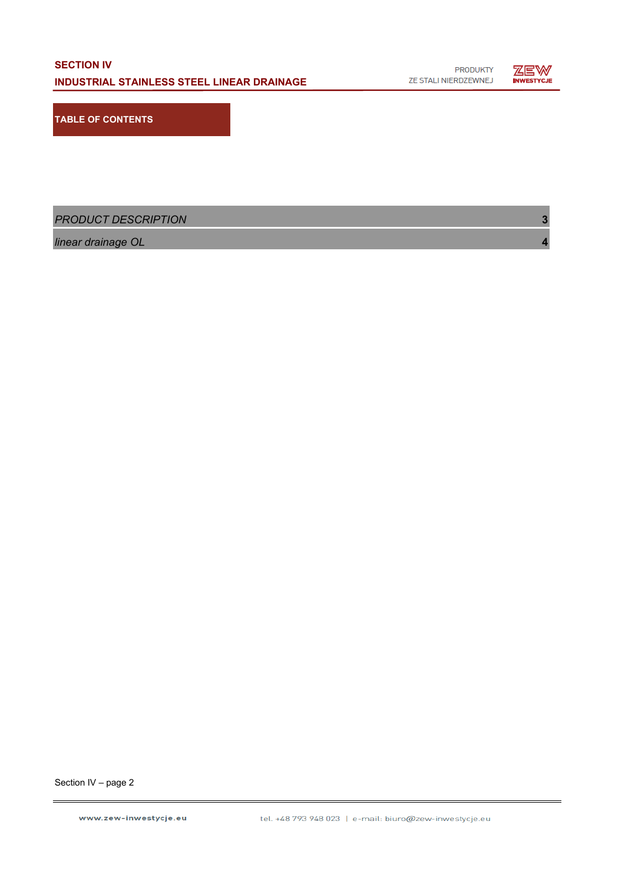## TABLE OF CONTENTS

| | |
|---|---|
| *PRODUCT DESCRIPTION* | **3** |
| *linear drainage OL* | **4** |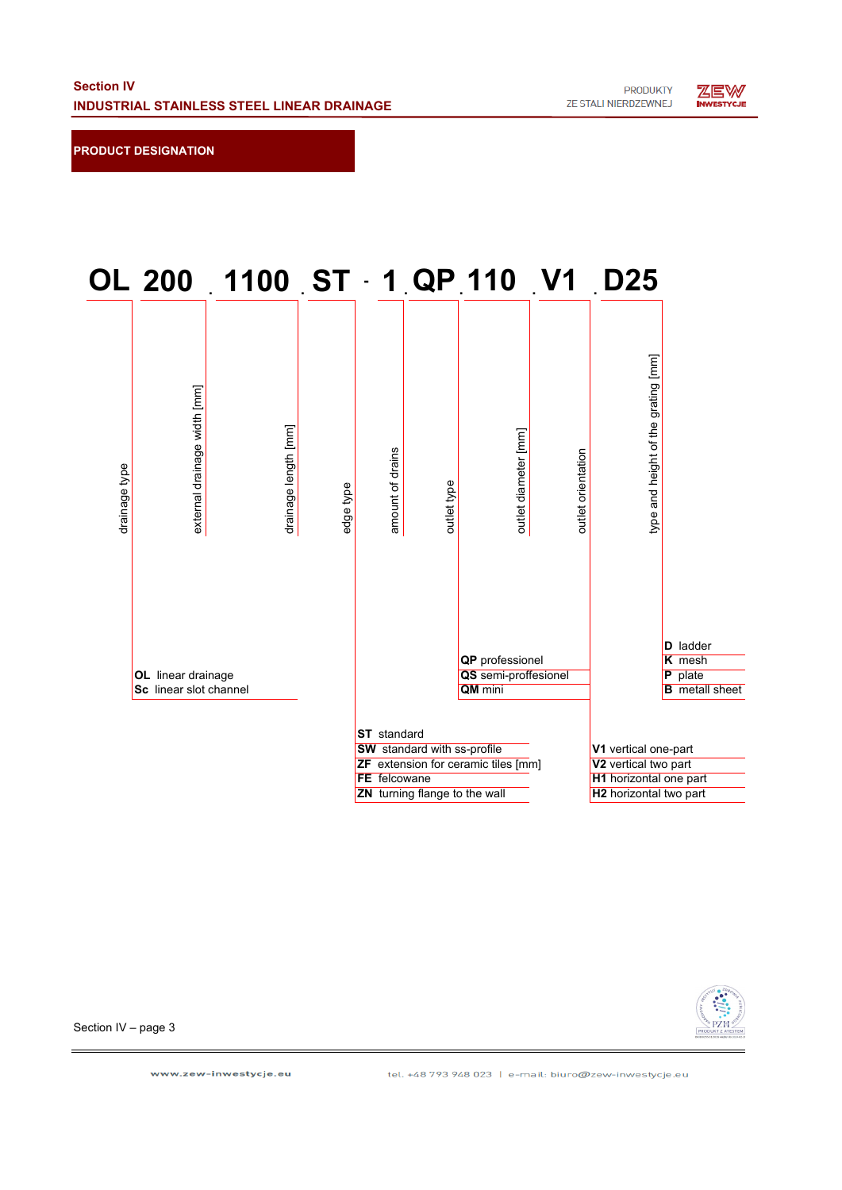## PRODUCT DESIGNATION

**OL 200 . 1100 . ST - 1 . QP . 110 . V1 . D25**

- **OL** – drainage type
- **200** – external drainage width [mm]
- **1100** – drainage length [mm]
- **ST** – edge type
- **1** – amount of drains
- **QP** – outlet type
- **110** – outlet diameter [mm]
- **V1** – outlet orientation
- **D25** – type and height of the grating [mm]

**Drainage type:**

- **OL** linear drainage
- **Sc** linear slot channel

**Edge type:**

- **ST** standard
- **SW** standard with ss-profile
- **ZF** extension for ceramic tiles [mm]
- **FE** felcowane
- **ZN** turning flange to the wall

**Outlet type:**

- **QP** professionel
- **QS** semi-proffesionel
- **QM** mini

**Outlet orientation:**

- **V1** vertical one-part
- **V2** vertical two part
- **H1** horizontal one part
- **H2** horizontal two part

**Type of the grating:**

- **D** ladder
- **K** mesh
- **P** plate
- **B** metall sheet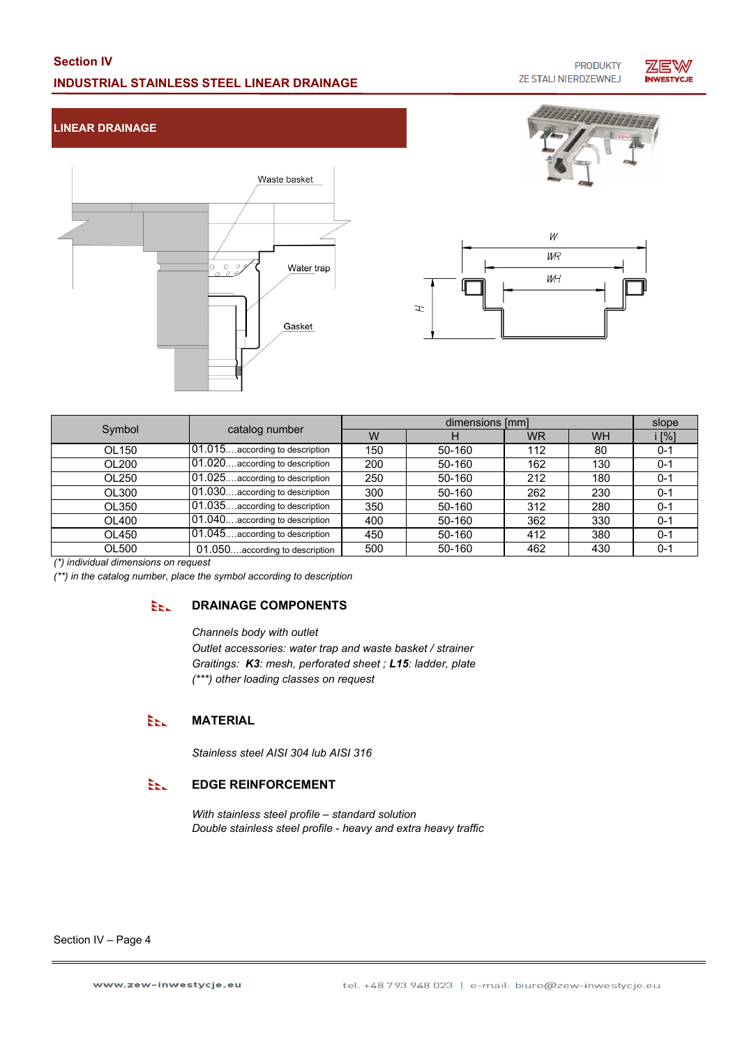## LINEAR DRAINAGE

| Symbol | catalog number | dimensions [mm] | | | | slope |
|---|---|---|---|---|---|---|
| | | W | H | WR | WH | i [%] |
| OL150 | 01.015....according to description | 150 | 50-160 | 112 | 80 | 0-1 |
| OL200 | 01.020....according to description | 200 | 50-160 | 162 | 130 | 0-1 |
| OL250 | 01.025....according to description | 250 | 50-160 | 212 | 180 | 0-1 |
| OL300 | 01.030....according to description | 300 | 50-160 | 262 | 230 | 0-1 |
| OL350 | 01.035....according to description | 350 | 50-160 | 312 | 280 | 0-1 |
| OL400 | 01.040....according to description | 400 | 50-160 | 362 | 330 | 0-1 |
| OL450 | 01.045....according to description | 450 | 50-160 | 412 | 380 | 0-1 |
| OL500 | 01.050....according to description | 500 | 50-160 | 462 | 430 | 0-1 |

*(*) individual dimensions on request*

*(**) in the catalog number, place the symbol according to description*

### DRAINAGE COMPONENTS

*Channels body with outlet*

*Outlet accessories: water trap and waste basket / strainer*

*Graitings: **K3**: mesh, perforated sheet ; **L15**: ladder, plate*

*(***) other loading classes on request*

### MATERIAL

*Stainless steel AISI 304 lub AISI 316*

### EDGE REINFORCEMENT

*With stainless steel profile – standard solution*

*Double stainless steel profile - heavy and extra heavy traffic*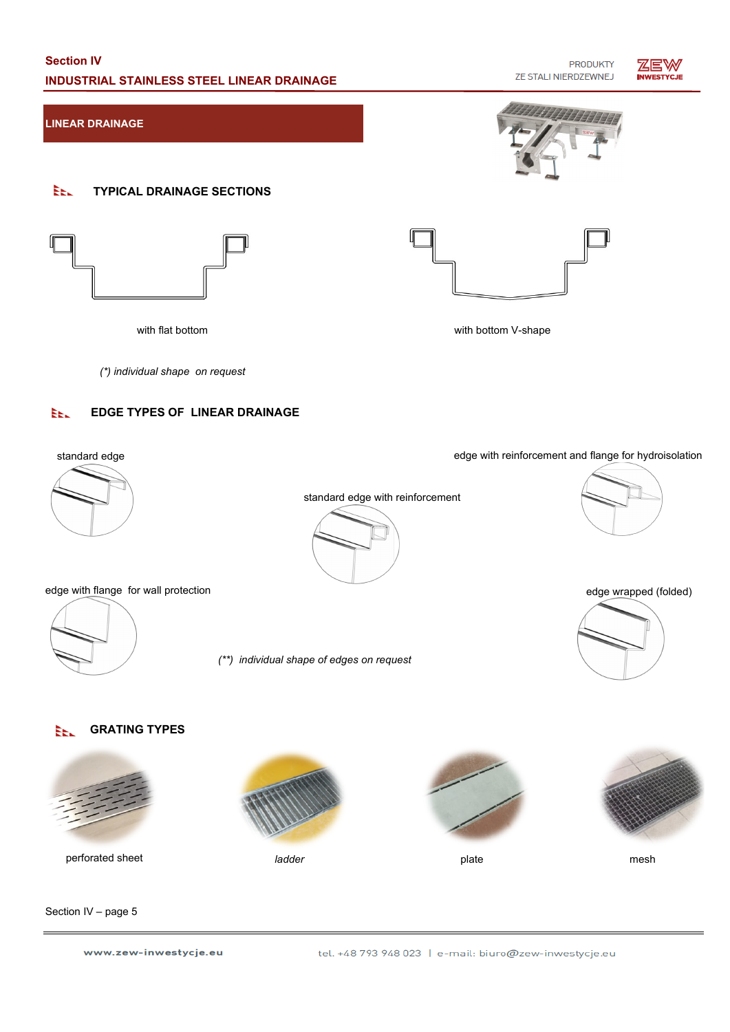## LINEAR DRAINAGE

### TYPICAL DRAINAGE SECTIONS

with flat bottom

with bottom V-shape

*(\*) individual shape  on request*

### EDGE TYPES OF  LINEAR DRAINAGE

standard edge

edge with reinforcement and flange for hydroisolation

standard edge with reinforcement

edge with flange  for wall protection

edge wrapped (folded)

*(\*\*)  individual shape of edges on request*

### GRATING TYPES

perforated sheet

*ladder*

plate

mesh

Section IV – page 5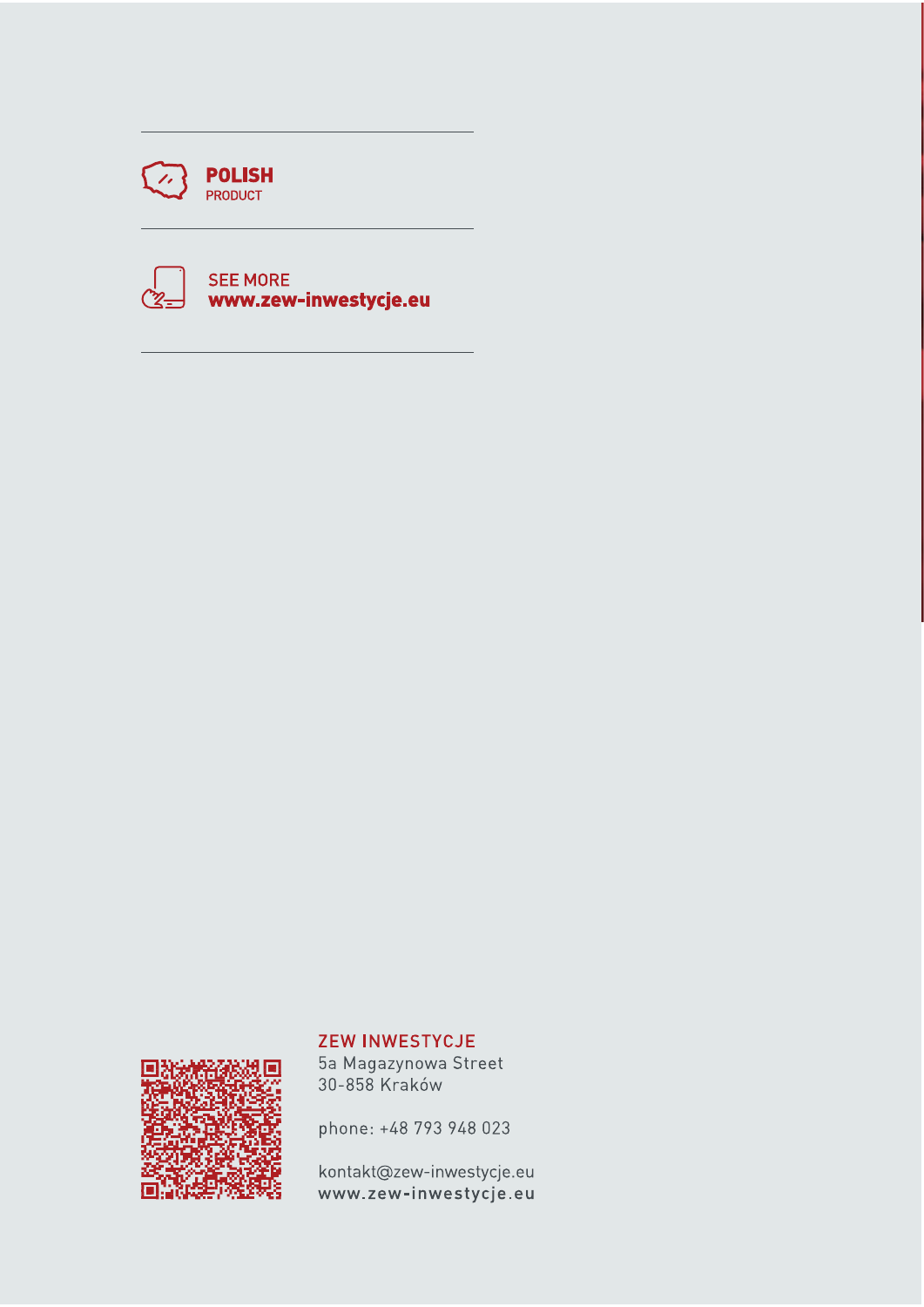**POLISH**
PRODUCT

SEE MORE
**www.zew-inwestycje.eu**

ZEW INWESTYCJE
5a Magazynowa Street
30-858 Kraków

phone: +48 793 948 023

kontakt@zew-inwestycje.eu
www.zew-inwestycje.eu